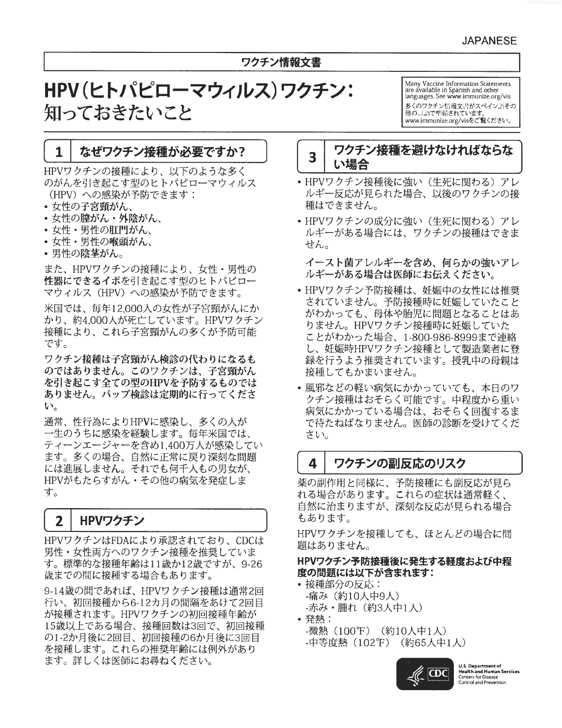JAPANESE

**ワクチン情報文書**

# HPV(ヒトパピローマウィルス)ワクチン：知っておきたいこと

Many Vaccine Information Statements are available in Spanish and other languages. See www.immunize.org/vis
多くのワクチン情報文書がスペイン語その他の言語で準備されています。www.immunize.org/visをご覧ください。

## 1 なぜワクチン接種が必要ですか？

HPVワクチンの接種により、以下のような多くのがんを引き起こす型のヒトパピローマウィルス（HPV）への感染が予防できます：

- 女性の**子宮頸**がん、
- 女性の**膣**がん・**外陰**がん、
- 女性・男性の**肛門**がん、
- 女性・男性の**喉頭**がん、
- 男性の**陰茎**がん。

また、HPVワクチンの接種により、女性・男性の**性器にできるイボ**を引き起こす型のヒトパピローマウィルス（HPV）への感染が予防できます。

米国では、毎年12,000人の女性が子宮頸がんにかかり、約4,000人が死亡しています。HPVワクチン接種により、これら子宮頸がんの多くが予防可能です。

**ワクチン接種は子宮頸がん検診の代わりになるものではありません。このワクチンは、子宮頸がんを引き起こす全ての型のHPVを予防するものではありません。パップ検診は定期的に行ってください。**

通常、性行為によりHPVに感染し、多くの人が一生のうちに感染を経験します。毎年米国では、ティーンエージャーを含め1,400万人が感染しています。多くの場合、自然に正常に戻り深刻な問題には進展しません。それでも何千人もの男女が、HPVがもたらすがん・その他の病気を発症します。

## 2 HPVワクチン

HPVワクチンはFDAにより承認されており、CDCは男性・女性両方へのワクチン接種を推奨しています。標準的な接種年齢は11歳か12歳ですが、9-26歳までの間に接種する場合もあります。

9-14歳の間であれば、HPVワクチン接種は通常2回行い、初回接種から6-12カ月の間隔をあけて2回目が接種されます。HPVワクチンの初回接種年齢が15歳以上である場合、接種回数は3回で、初回接種の1-2か月後に2回目、初回接種の6か月後に3回目を接種します。これらの推奨年齢には例外があります。詳しくは医師にお尋ねください。

## 3 ワクチン接種を避けなければならない場合

- HPVワクチン接種後に強い（生死に関わる）アレルギー反応が見られた場合、以後のワクチンの接種はできません。
- HPVワクチンの成分に強い（生死に関わる）アレルギーがある場合には、ワクチンの接種はできません。

  **イースト菌アレルギーを含め、何らかの強いアレルギーがある場合は医師にお伝えください。**

- HPVワクチン予防接種は、妊娠中の女性には推奨されていません。予防接種時に妊娠していたことがわかっても、母体や胎児に問題となることはありません。HPVワクチン接種時に妊娠していたことがわかった場合、1-800-986-8999まで連絡し、妊娠時HPVワクチン接種として製造業者に登録を行うよう推奨されています。授乳中の母親は接種してもかまいません。
- 風邪などの軽い病気にかかっていても、本日のワクチン接種はおそらく可能です。中程度から重い病気にかかっている場合は、おそらく回復するまで待たねばなりません。医師の診断を受けてください。

## 4 ワクチンの副反応のリスク

薬の副作用と同様に、予防接種にも副反応が見られる場合があります。これらの症状は通常軽く、自然に治まりますが、深刻な反応が見られる場合もあります。

HPVワクチンを接種しても、ほとんどの場合に問題はありません。

**HPVワクチン予防接種後に発生する軽度および中程度の問題には以下が含まれます：**

- 接種部分の反応：
  - 痛み（約10人中9人）
  - 赤み・腫れ（約3人中1人）
- 発熱：
  - 微熱（100℉）（約10人中1人）
  - 中等度熱（102℉）（約65人中1人）

U.S. Department of Health and Human Services
Centers for Disease Control and Prevention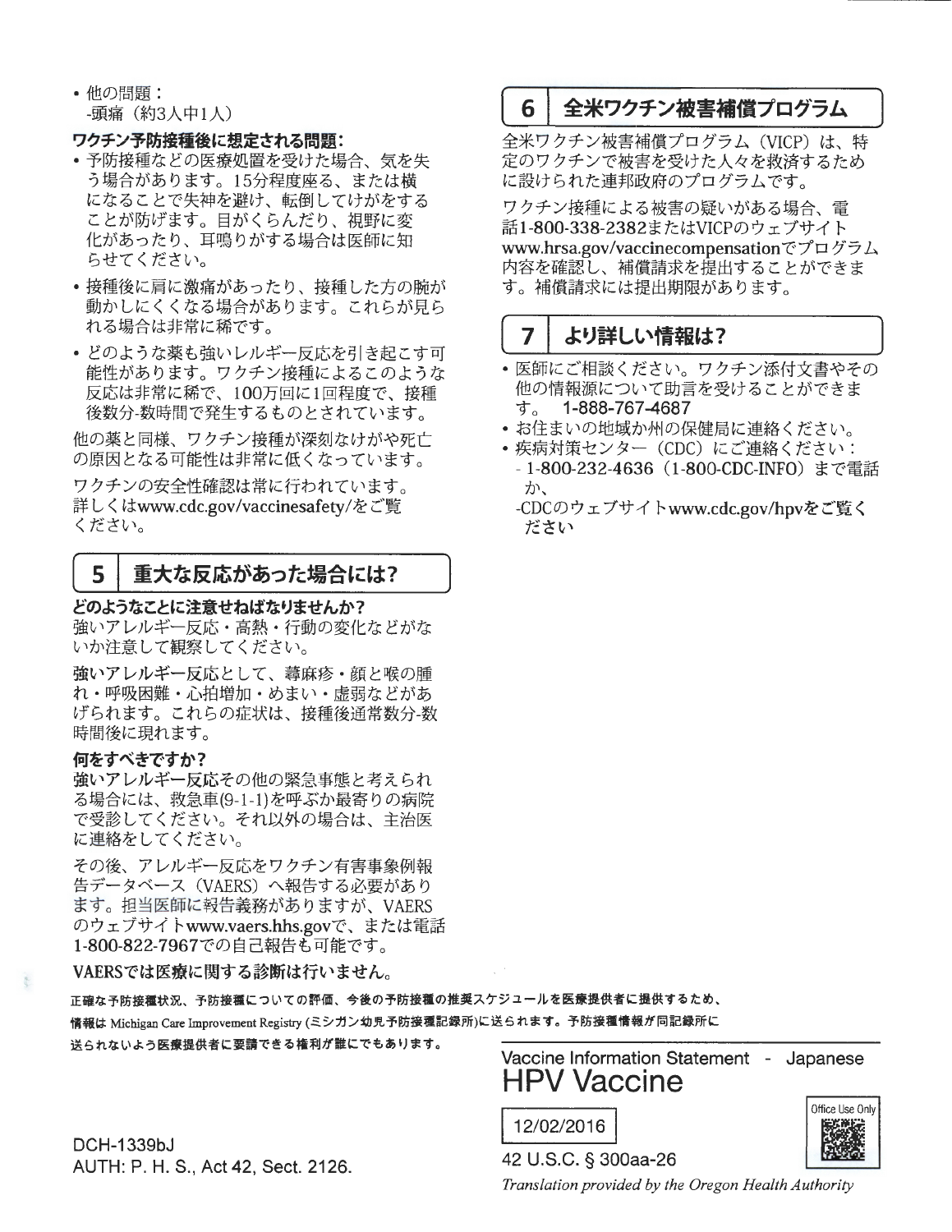- 他の問題：
  -頭痛（約3人中1人）

**ワクチン予防接種後に想定される問題:**

- 予防接種などの医療処置を受けた場合、気を失う場合があります。15分程度座る、または横になることで失神を避け、転倒してけがをすることが防げます。目がくらんだり、視野に変化があったり、耳鳴りがする場合は医師に知らせてください。
- 接種後に肩に激痛があったり、接種した方の腕が動かしにくくなる場合があります。これらが見られる場合は非常に稀です。
- どのような薬も強いレルギー反応を引き起こす可能性があります。ワクチン接種によるこのような反応は非常に稀で、100万回に1回程度で、接種後数分-数時間で発生するものとされています。

他の薬と同様、ワクチン接種が深刻なけがや死亡の原因となる可能性は非常に低くなっています。

ワクチンの安全性確認は常に行われています。詳しくはwww.cdc.gov/vaccinesafety/をご覧ください。

## 5 重大な反応があった場合には?

**どのようなことに注意せねばなりませんか?**
強いアレルギー反応・高熱・行動の変化などがないか注意して観察してください。

強いアレルギー反応として、蕁麻疹・顔と喉の腫れ・呼吸困難・心拍増加・めまい・虚弱などがあげられます。これらの症状は、接種後通常数分-数時間後に現れます。

**何をすべきですか?**
強いアレルギー反応その他の緊急事態と考えられる場合には、救急車(9-1-1)を呼ぶか最寄りの病院で受診してください。それ以外の場合は、主治医に連絡をしてください。

その後、アレルギー反応をワクチン有害事象例報告データベース（VAERS）へ報告する必要があります。担当医師に報告義務がありますが、VAERSのウェブサイトwww.vaers.hhs.govで、または電話1-800-822-7967での自己報告も可能です。

**VAERSでは医療に関する診断は行いません。**

## 6 全米ワクチン被害補償プログラム

全米ワクチン被害補償プログラム（VICP）は、特定のワクチンで被害を受けた人々を救済するために設けられた連邦政府のプログラムです。

ワクチン接種による被害の疑いがある場合、電話1-800-338-2382またはVICPのウェブサイトwww.hrsa.gov/vaccinecompensationでプログラム内容を確認し、補償請求を提出することができます。補償請求には提出期限があります。

## 7 より詳しい情報は?

- 医師にご相談ください。ワクチン添付文書やその他の情報源について助言を受けることができます。 1-888-767-4687
- お住まいの地域か州の保健局に連絡ください。
- 疾病対策センター（CDC）にご連絡ください：
  - 1-800-232-4636（1-800-CDC-INFO）まで電話か、
  - CDCのウェブサイトwww.cdc.gov/hpvをご覧ください

**正確な予防接種状況、予防接種についての評価、今後の予防接種の推奨スケジュールを医療提供者に提供するため、情報は Michigan Care Improvement Registry (ミシガン幼児予防接種記録所)に送られます。予防接種情報が同記録所に送られないよう医療提供者に要請できる権利が誰にでもあります。**

Vaccine Information Statement - Japanese
**HPV Vaccine**

12/02/2016

42 U.S.C. § 300aa-26

Office Use Only

*Translation provided by the Oregon Health Authority*

DCH-1339bJ
AUTH: P. H. S., Act 42, Sect. 2126.